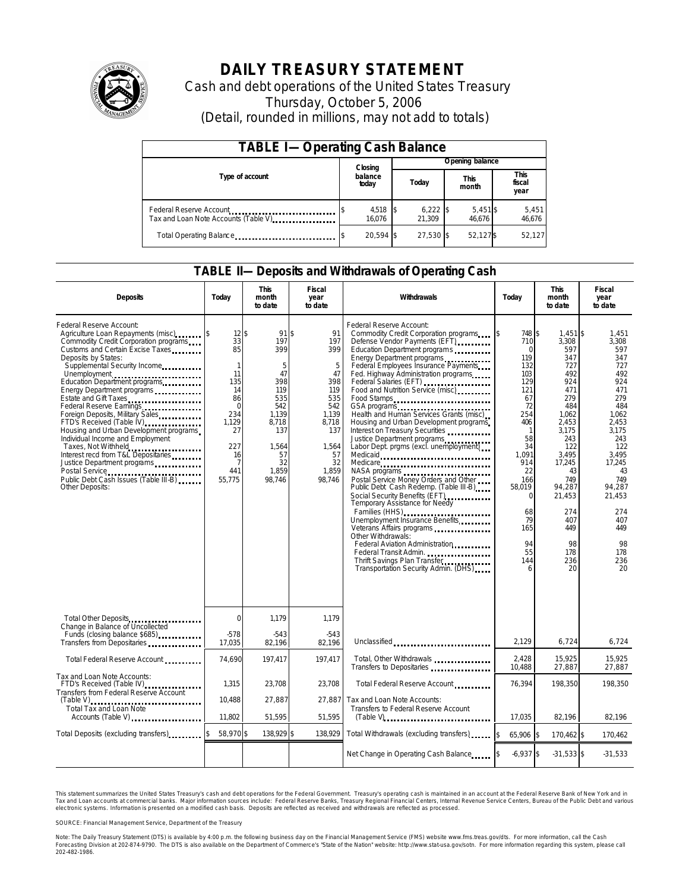# DAILY TREASURY STATEMENT

Cash and debt operations of the United States Treasury

Thursday, October 5, 2006

(Detail, rounded in millions, may not add to totals)

## TABLE I—Operating Cash Balance

| Type of account | Closing balance today | Opening balance Today | Opening balance This month | Opening balance This fiscal year |
|---|---|---|---|---|
| Federal Reserve Account | $ 4,518 | $ 6,222 | $ 5,451 | $ 5,451 |
| Tax and Loan Note Accounts (Table V) | 16,076 | 21,309 | 46,676 | 46,676 |
| Total Operating Balance | $ 20,594 | $ 27,530 | $ 52,127 | $ 52,127 |

## TABLE II—Deposits and Withdrawals of Operating Cash

| Deposits | Today | This month to date | Fiscal year to date | Withdrawals | Today | This month to date | Fiscal year to date |
|---|---|---|---|---|---|---|---|
| Federal Reserve Account: | | | | Federal Reserve Account: | | | |
| Agriculture Loan Repayments (misc) | $ 12 | $ 91 | $ 91 | Commodity Credit Corporation programs | $ 748 | $ 1,451 | $ 1,451 |
| Commodity Credit Corporation programs | 33 | 197 | 197 | Defense Vendor Payments (EFT) | 710 | 3,308 | 3,308 |
| Customs and Certain Excise Taxes | 85 | 399 | 399 | Education Department programs | 0 | 597 | 597 |
| Deposits by States: | | | | Energy Department programs | 119 | 347 | 347 |
| Supplemental Security Income | 1 | 5 | 5 | Federal Employees Insurance Payments | 132 | 727 | 727 |
| Unemployment | 11 | 47 | 47 | Fed. Highway Administration programs | 103 | 492 | 492 |
| Education Department programs | 135 | 398 | 398 | Federal Salaries (EFT) | 129 | 924 | 924 |
| Energy Department programs | 14 | 119 | 119 | Food and Nutrition Service (misc) | 121 | 471 | 471 |
| Estate and Gift Taxes | 86 | 535 | 535 | Food Stamps | 67 | 279 | 279 |
| Federal Reserve Earnings | 0 | 542 | 542 | GSA programs | 72 | 484 | 484 |
| Foreign Deposits, Military Sales | 234 | 1,139 | 1,139 | Health and Human Services Grants (misc) | 254 | 1,062 | 1,062 |
| FTD's Received (Table IV) | 1,129 | 8,718 | 8,718 | Housing and Urban Development programs | 406 | 2,453 | 2,453 |
| Housing and Urban Development programs | 27 | 137 | 137 | Interest on Treasury Securities | 1 | 3,175 | 3,175 |
| Individual Income and Employment Taxes, Not Withheld | 227 | 1,564 | 1,564 | Justice Department programs | 58 | 243 | 243 |
| Interest recd from T&L Depositaries | 16 | 57 | 57 | Labor Dept. prgms (excl. unemployment) | 34 | 122 | 122 |
| Justice Department programs | 7 | 32 | 32 | Medicaid | 1,091 | 3,495 | 3,495 |
| Postal Service | 441 | 1,859 | 1,859 | Medicare | 914 | 17,245 | 17,245 |
| Public Debt Cash Issues (Table III-B) | 55,775 | 98,746 | 98,746 | NASA programs | 22 | 43 | 43 |
| Other Deposits: | | | | Postal Service Money Orders and Other | 166 | 749 | 749 |
| | | | | Public Debt Cash Redemp. (Table III-B) | 58,019 | 94,287 | 94,287 |
| | | | | Social Security Benefits (EFT) | 0 | 21,453 | 21,453 |
| | | | | Temporary Assistance for Needy Families (HHS) | 68 | 274 | 274 |
| | | | | Unemployment Insurance Benefits | 79 | 407 | 407 |
| | | | | Veterans Affairs programs | 165 | 449 | 449 |
| | | | | Other Withdrawals: | | | |
| | | | | Federal Aviation Administration | 94 | 98 | 98 |
| | | | | Federal Transit Admin. | 55 | 178 | 178 |
| | | | | Thrift Savings Plan Transfer | 144 | 236 | 236 |
| | | | | Transportation Security Admin. (DHS) | 6 | 20 | 20 |
| Total Other Deposits | 0 | 1,179 | 1,179 | | | | |
| Change in Balance of Uncollected Funds (closing balance $685) | -578 | -543 | -543 | | | | |
| Transfers from Depositaries | 17,035 | 82,196 | 82,196 | Unclassified | 2,129 | 6,724 | 6,724 |
| Total Federal Reserve Account | 74,690 | 197,417 | 197,417 | Total, Other Withdrawals | 2,428 | 15,925 | 15,925 |
| | | | | Transfers to Depositaries | 10,488 | 27,887 | 27,887 |
| Tax and Loan Note Accounts: | | | | | | | |
| FTD's Received (Table IV) | 1,315 | 23,708 | 23,708 | Total Federal Reserve Account | 76,394 | 198,350 | 198,350 |
| Transfers from Federal Reserve Account (Table V) | 10,488 | 27,887 | 27,887 | Tax and Loan Note Accounts: | | | |
| Total Tax and Loan Note Accounts (Table V) | 11,802 | 51,595 | 51,595 | Transfers to Federal Reserve Account (Table V) | 17,035 | 82,196 | 82,196 |
| Total Deposits (excluding transfers) | $ 58,970 | $ 138,929 | $ 138,929 | Total Withdrawals (excluding transfers) | $ 65,906 | $ 170,462 | $ 170,462 |
| | | | | Net Change in Operating Cash Balance | $ -6,937 | $ -31,533 | $ -31,533 |

This statement summarizes the United States Treasury's cash and debt operations for the Federal Government. Treasury's operating cash is maintained in an account at the Federal Reserve Bank of New York and in Tax and Loan accounts at commercial banks. Major information sources include: Federal Reserve Banks, Treasury Regional Financial Centers, Internal Revenue Service Centers, Bureau of the Public Debt and various electronic systems. Information is presented on a modified cash basis. Deposits are reflected as received and withdrawals are reflected as processed.

SOURCE: Financial Management Service, Department of the Treasury

Note: The Daily Treasury Statement (DTS) is available by 4:00 p.m. the following business day on the Financial Management Service (FMS) website www.fms.treas.gov/dts. For more information, call the Cash Forecasting Division at 202-874-9790. The DTS is also available on the Department of Commerce's "State of the Nation" website: http://www.stat-usa.gov/sotn. For more information regarding this system, please call 202-482-1986.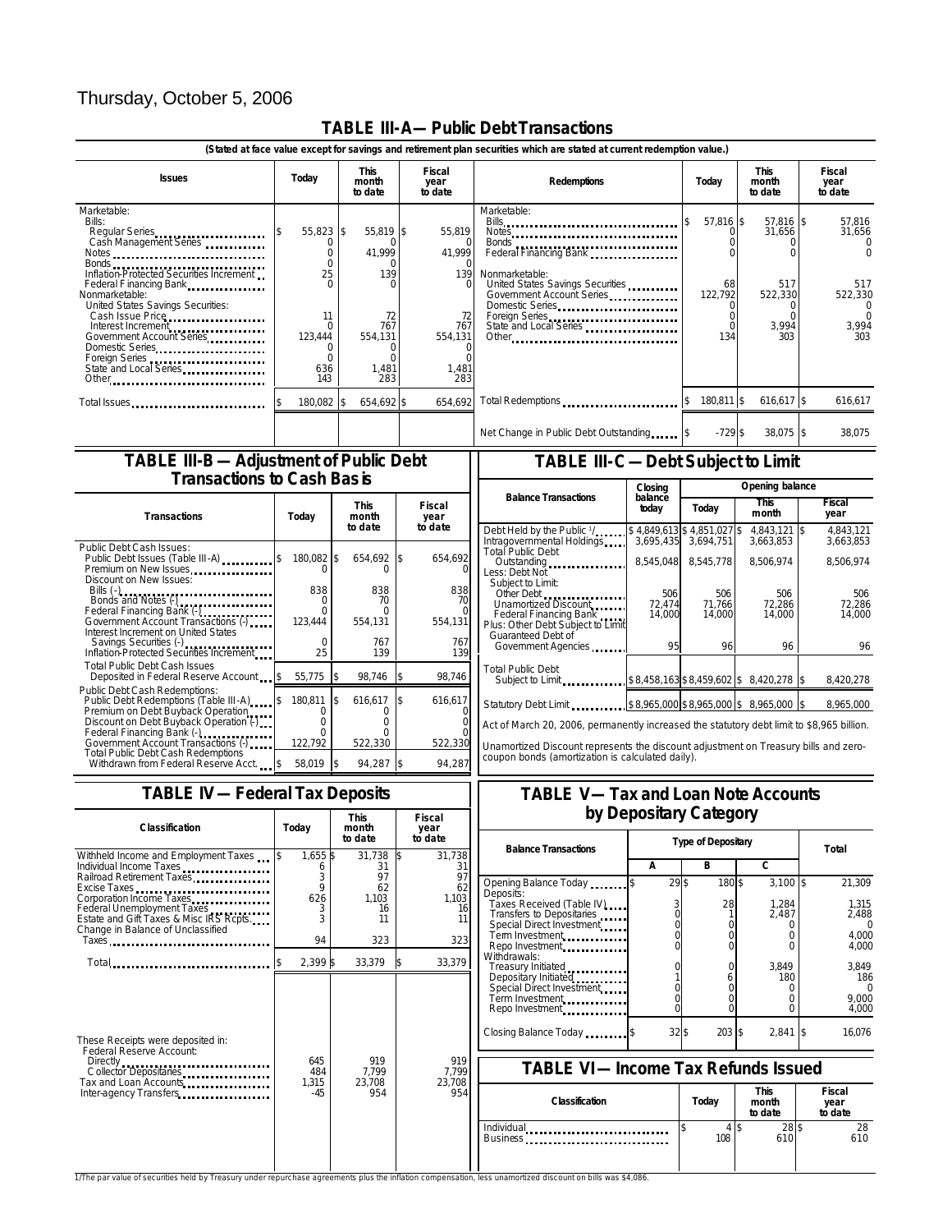Thursday, October 5, 2006

## TABLE III-A— Public Debt Transactions

(Stated at face value except for savings and retirement plan securities which are stated at current redemption value.)

| Issues | Today | This month to date | Fiscal year to date | Redemptions | Today | This month to date | Fiscal year to date |
|---|---|---|---|---|---|---|---|
| Marketable: | | | | Marketable: | | | |
| Bills: | | | | Bills | $ 57,816 | $ 57,816 | $ 57,816 |
| Regular Series | $ 55,823 | $ 55,819 | $ 55,819 | Notes | 0 | 31,656 | 31,656 |
| Cash Management Series | 0 | 0 | 0 | Bonds | 0 | 0 | 0 |
| Notes | 0 | 41,999 | 41,999 | Federal Financing Bank | 0 | 0 | 0 |
| Bonds | 0 | 0 | 0 | | | | |
| Inflation-Protected Securities Increment | 25 | 139 | 139 | Nonmarketable: | | | |
| Federal Financing Bank | 0 | 0 | 0 | United States Savings Securities | 68 | 517 | 517 |
| Nonmarketable: | | | | Government Account Series | 122,792 | 522,330 | 522,330 |
| United States Savings Securities: | | | | Domestic Series | 0 | 0 | 0 |
| Cash Issue Price | 11 | 72 | 72 | Foreign Series | 0 | 0 | 0 |
| Interest Increment | 0 | 767 | 767 | State and Local Series | 0 | 3,994 | 3,994 |
| Government Account Series | 123,444 | 554,131 | 554,131 | Other | 134 | 303 | 303 |
| Domestic Series | 0 | 0 | 0 | | | | |
| Foreign Series | 0 | 0 | 0 | | | | |
| State and Local Series | 636 | 1,481 | 1,481 | | | | |
| Other | 143 | 283 | 283 | | | | |
| Total Issues | $ 180,082 | $ 654,692 | $ 654,692 | Total Redemptions | $ 180,811 | $ 616,617 | $ 616,617 |
| | | | | Net Change in Public Debt Outstanding | $ -729 | $ 38,075 | $ 38,075 |

## TABLE III-B — Adjustment of Public Debt Transactions to Cash Basis

| Transactions | Today | This month to date | Fiscal year to date |
|---|---|---|---|
| Public Debt Cash Issues: | | | |
| Public Debt Issues (Table III-A) | $ 180,082 | $ 654,692 | $ 654,692 |
| Premium on New Issues | 0 | 0 | 0 |
| Discount on New Issues: | | | |
| Bills (-) | 838 | 838 | 838 |
| Bonds and Notes (-) | 0 | 70 | 70 |
| Federal Financing Bank (-) | 0 | 0 | 0 |
| Government Account Transactions (-) | 123,444 | 554,131 | 554,131 |
| Interest Increment on United States Savings Securities (-) | 0 | 767 | 767 |
| Inflation-Protected Securities Increment | 25 | 139 | 139 |
| Total Public Debt Cash Issues Deposited in Federal Reserve Account | $ 55,775 | $ 98,746 | $ 98,746 |
| Public Debt Cash Redemptions: | | | |
| Public Debt Redemptions (Table III-A) | $ 180,811 | $ 616,617 | $ 616,617 |
| Premium on Debt Buyback Operation | 0 | 0 | 0 |
| Discount on Debt Buyback Operation (-) | 0 | 0 | 0 |
| Federal Financing Bank (-) | 0 | 0 | 0 |
| Government Account Transactions (-) | 122,792 | 522,330 | 522,330 |
| Total Public Debt Cash Redemptions Withdrawn from Federal Reserve Acct. | $ 58,019 | $ 94,287 | $ 94,287 |

## TABLE III-C — Debt Subject to Limit

| Balance Transactions | Closing balance today | Opening balance Today | Opening balance This month | Opening balance Fiscal year |
|---|---|---|---|---|
| Debt Held by the Public [1] | $ 4,849,613 | $ 4,851,027 | $ 4,843,121 | $ 4,843,121 |
| Intragovernmental Holdings | 3,695,435 | 3,694,751 | 3,663,853 | 3,663,853 |
| Total Public Debt Outstanding | 8,545,048 | 8,545,778 | 8,506,974 | 8,506,974 |
| Less: Debt Not Subject to Limit: | | | | |
| Other Debt | 506 | 506 | 506 | 506 |
| Unamortized Discount | 72,474 | 71,766 | 72,286 | 72,286 |
| Federal Financing Bank | 14,000 | 14,000 | 14,000 | 14,000 |
| Plus: Other Debt Subject to Limit | | | | |
| Guaranteed Debt of Government Agencies | 95 | 96 | 96 | 96 |
| Total Public Debt Subject to Limit | $ 8,458,163 | $ 8,459,602 | $ 8,420,278 | $ 8,420,278 |
| Statutory Debt Limit | $ 8,965,000 | $ 8,965,000 | $ 8,965,000 | $ 8,965,000 |

Act of March 20, 2006, permanently increased the statutory debt limit to $8,965 billion.

Unamortized Discount represents the discount adjustment on Treasury bills and zero-coupon bonds (amortization is calculated daily).

## TABLE IV — Federal Tax Deposits

| Classification | Today | This month to date | Fiscal year to date |
|---|---|---|---|
| Withheld Income and Employment Taxes | $ 1,655 | $ 31,738 | $ 31,738 |
| Individual Income Taxes | 6 | 31 | 31 |
| Railroad Retirement Taxes | 3 | 97 | 97 |
| Excise Taxes | 9 | 62 | 62 |
| Corporation Income Taxes | 626 | 1,103 | 1,103 |
| Federal Unemployment Taxes | 3 | 16 | 16 |
| Estate and Gift Taxes & Misc IRS Rcpts. | 3 | 11 | 11 |
| Change in Balance of Unclassified Taxes | 94 | 323 | 323 |
| Total | $ 2,399 | $ 33,379 | $ 33,379 |
| These Receipts were deposited in: | | | |
| Federal Reserve Account: | | | |
| Directly | 645 | 919 | 919 |
| Collector Depositaries | 484 | 7,799 | 7,799 |
| Tax and Loan Accounts | 1,315 | 23,708 | 23,708 |
| Inter-agency Transfers | -45 | 954 | 954 |

## TABLE V— Tax and Loan Note Accounts by Depositary Category

| Balance Transactions | Type of Depositary A | B | C | Total |
|---|---|---|---|---|
| Opening Balance Today | $ 29 | $ 180 | $ 3,100 | $ 21,309 |
| Deposits: | | | | |
| Taxes Received (Table IV) | 3 | 28 | 1,284 | 1,315 |
| Transfers to Depositaries | 0 | 1 | 2,487 | 2,488 |
| Special Direct Investment | 0 | 0 | 0 | 0 |
| Term Investment | 0 | 0 | 0 | 4,000 |
| Repo Investment | 0 | 0 | 0 | 4,000 |
| Withdrawals: | | | | |
| Treasury Initiated | 0 | 0 | 3,849 | 3,849 |
| Depositary Initiated | 1 | 6 | 180 | 186 |
| Special Direct Investment | 0 | 0 | 0 | 0 |
| Term Investment | 0 | 0 | 0 | 9,000 |
| Repo Investment | 0 | 0 | 0 | 4,000 |
| Closing Balance Today | $ 32 | $ 203 | $ 2,841 | $ 16,076 |

## TABLE VI— Income Tax Refunds Issued

| Classification | Today | This month to date | Fiscal year to date |
|---|---|---|---|
| Individual | $ 4 | $ 28 | $ 28 |
| Business | 108 | 610 | 610 |

1/The par value of securities held by Treasury under repurchase agreements plus the inflation compensation, less unamortized discount on bills was $4,086.